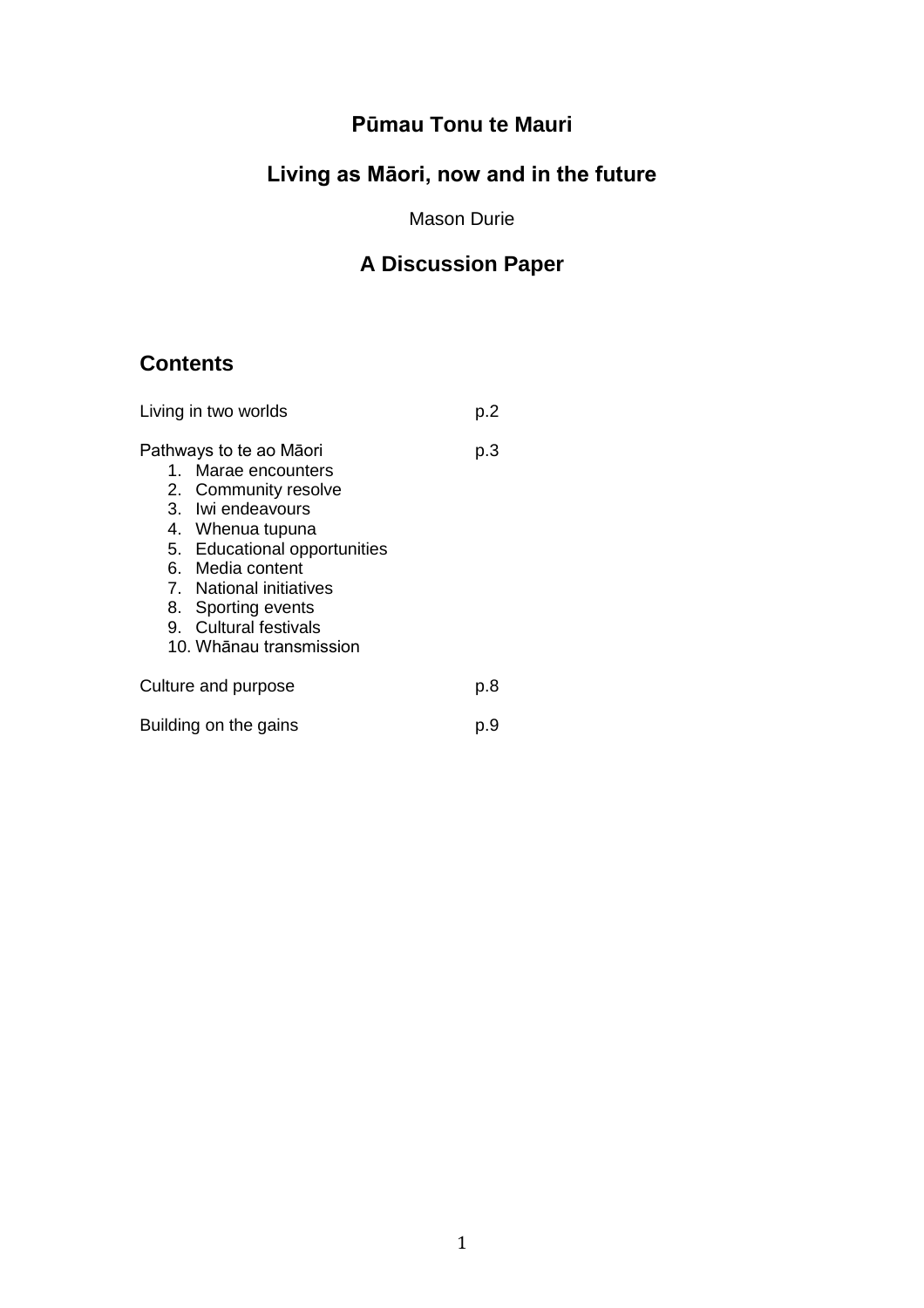# Pūmau Tonu te Mauri

## Living as Māori, now and in the future

Mason Durie

## A Discussion Paper

## Contents

| | |
|---|---|
| Living in two worlds | p.2 |
| Pathways to te ao Māori | p.3 |
| Culture and purpose | p.8 |
| Building on the gains | p.9 |

Pathways to te ao Māori (p.3):

1. Marae encounters
2. Community resolve
3. Iwi endeavours
4. Whenua tupuna
5. Educational opportunities
6. Media content
7. National initiatives
8. Sporting events
9. Cultural festivals
10. Whānau transmission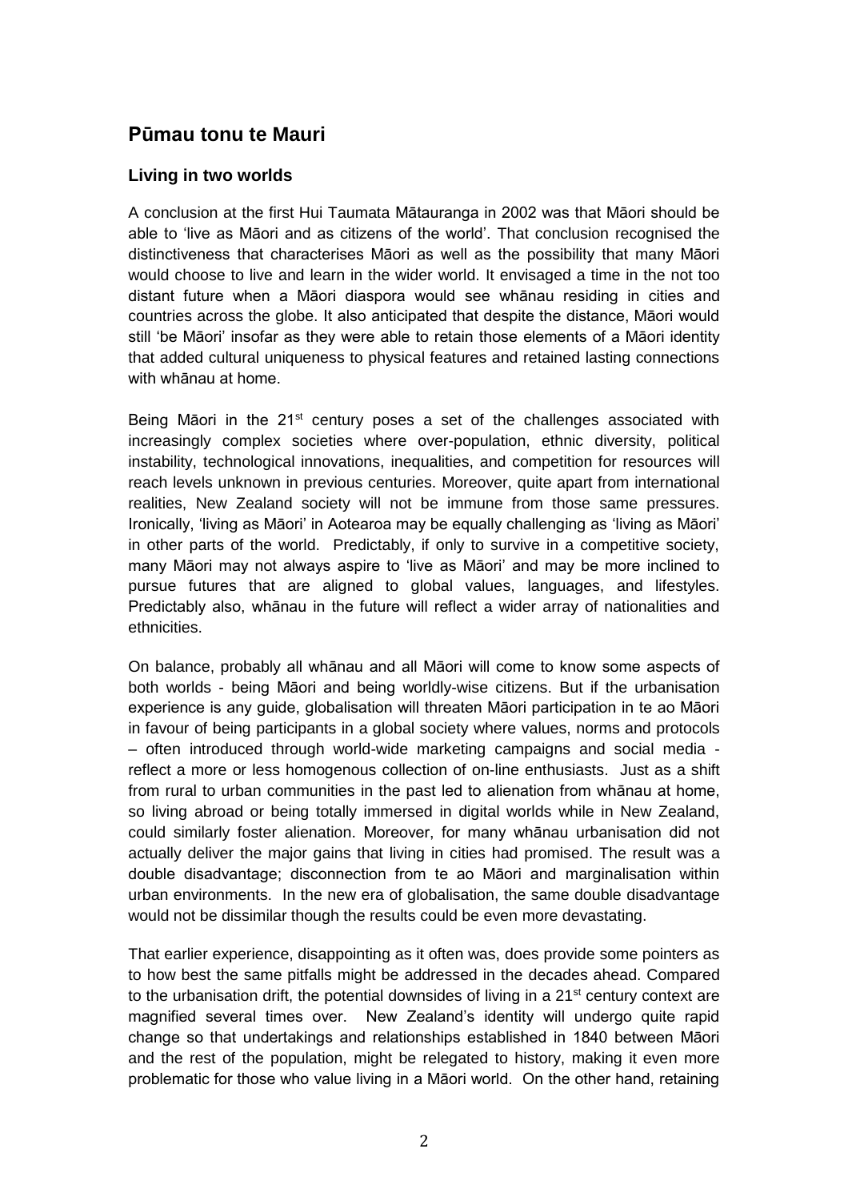## Pūmau tonu te Mauri

### Living in two worlds

A conclusion at the first Hui Taumata Mātauranga in 2002 was that Māori should be able to 'live as Māori and as citizens of the world'. That conclusion recognised the distinctiveness that characterises Māori as well as the possibility that many Māori would choose to live and learn in the wider world. It envisaged a time in the not too distant future when a Māori diaspora would see whānau residing in cities and countries across the globe. It also anticipated that despite the distance, Māori would still 'be Māori' insofar as they were able to retain those elements of a Māori identity that added cultural uniqueness to physical features and retained lasting connections with whānau at home.

Being Māori in the 21st century poses a set of the challenges associated with increasingly complex societies where over-population, ethnic diversity, political instability, technological innovations, inequalities, and competition for resources will reach levels unknown in previous centuries. Moreover, quite apart from international realities, New Zealand society will not be immune from those same pressures. Ironically, 'living as Māori' in Aotearoa may be equally challenging as 'living as Māori' in other parts of the world. Predictably, if only to survive in a competitive society, many Māori may not always aspire to 'live as Māori' and may be more inclined to pursue futures that are aligned to global values, languages, and lifestyles. Predictably also, whānau in the future will reflect a wider array of nationalities and ethnicities.

On balance, probably all whānau and all Māori will come to know some aspects of both worlds - being Māori and being worldly-wise citizens. But if the urbanisation experience is any guide, globalisation will threaten Māori participation in te ao Māori in favour of being participants in a global society where values, norms and protocols – often introduced through world-wide marketing campaigns and social media - reflect a more or less homogenous collection of on-line enthusiasts. Just as a shift from rural to urban communities in the past led to alienation from whānau at home, so living abroad or being totally immersed in digital worlds while in New Zealand, could similarly foster alienation. Moreover, for many whānau urbanisation did not actually deliver the major gains that living in cities had promised. The result was a double disadvantage; disconnection from te ao Māori and marginalisation within urban environments. In the new era of globalisation, the same double disadvantage would not be dissimilar though the results could be even more devastating.

That earlier experience, disappointing as it often was, does provide some pointers as to how best the same pitfalls might be addressed in the decades ahead. Compared to the urbanisation drift, the potential downsides of living in a 21st century context are magnified several times over. New Zealand's identity will undergo quite rapid change so that undertakings and relationships established in 1840 between Māori and the rest of the population, might be relegated to history, making it even more problematic for those who value living in a Māori world. On the other hand, retaining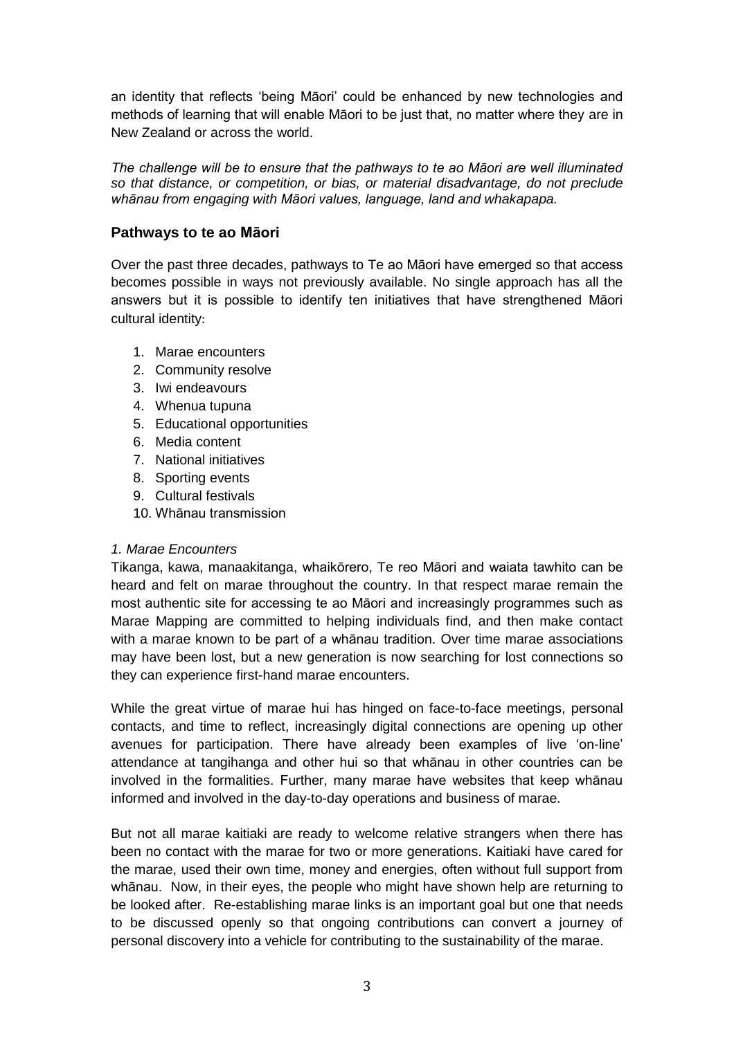an identity that reflects 'being Māori' could be enhanced by new technologies and methods of learning that will enable Māori to be just that, no matter where they are in New Zealand or across the world.

*The challenge will be to ensure that the pathways to te ao Māori are well illuminated so that distance, or competition, or bias, or material disadvantage, do not preclude whānau from engaging with Māori values, language, land and whakapapa.*

## Pathways to te ao Māori

Over the past three decades, pathways to Te ao Māori have emerged so that access becomes possible in ways not previously available. No single approach has all the answers but it is possible to identify ten initiatives that have strengthened Māori cultural identity:

1. Marae encounters
2. Community resolve
3. Iwi endeavours
4. Whenua tupuna
5. Educational opportunities
6. Media content
7. National initiatives
8. Sporting events
9. Cultural festivals
10. Whānau transmission

*1. Marae Encounters*

Tikanga, kawa, manaakitanga, whaikōrero, Te reo Māori and waiata tawhito can be heard and felt on marae throughout the country. In that respect marae remain the most authentic site for accessing te ao Māori and increasingly programmes such as Marae Mapping are committed to helping individuals find, and then make contact with a marae known to be part of a whānau tradition. Over time marae associations may have been lost, but a new generation is now searching for lost connections so they can experience first-hand marae encounters.

While the great virtue of marae hui has hinged on face-to-face meetings, personal contacts, and time to reflect, increasingly digital connections are opening up other avenues for participation. There have already been examples of live 'on-line' attendance at tangihanga and other hui so that whānau in other countries can be involved in the formalities. Further, many marae have websites that keep whānau informed and involved in the day-to-day operations and business of marae.

But not all marae kaitiaki are ready to welcome relative strangers when there has been no contact with the marae for two or more generations. Kaitiaki have cared for the marae, used their own time, money and energies, often without full support from whānau. Now, in their eyes, the people who might have shown help are returning to be looked after. Re-establishing marae links is an important goal but one that needs to be discussed openly so that ongoing contributions can convert a journey of personal discovery into a vehicle for contributing to the sustainability of the marae.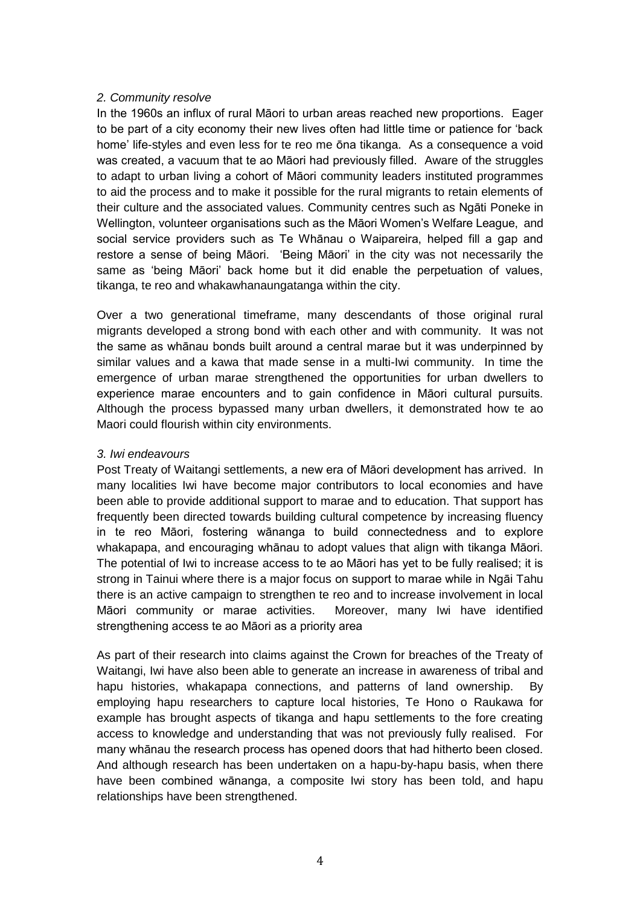*2. Community resolve*

In the 1960s an influx of rural Māori to urban areas reached new proportions. Eager to be part of a city economy their new lives often had little time or patience for 'back home' life-styles and even less for te reo me ōna tikanga. As a consequence a void was created, a vacuum that te ao Māori had previously filled. Aware of the struggles to adapt to urban living a cohort of Māori community leaders instituted programmes to aid the process and to make it possible for the rural migrants to retain elements of their culture and the associated values. Community centres such as Ngāti Poneke in Wellington, volunteer organisations such as the Māori Women's Welfare League, and social service providers such as Te Whānau o Waipareira, helped fill a gap and restore a sense of being Māori. 'Being Māori' in the city was not necessarily the same as 'being Māori' back home but it did enable the perpetuation of values, tikanga, te reo and whakawhanaungatanga within the city.

Over a two generational timeframe, many descendants of those original rural migrants developed a strong bond with each other and with community. It was not the same as whānau bonds built around a central marae but it was underpinned by similar values and a kawa that made sense in a multi-Iwi community. In time the emergence of urban marae strengthened the opportunities for urban dwellers to experience marae encounters and to gain confidence in Māori cultural pursuits. Although the process bypassed many urban dwellers, it demonstrated how te ao Maori could flourish within city environments.

*3. Iwi endeavours*

Post Treaty of Waitangi settlements, a new era of Māori development has arrived. In many localities Iwi have become major contributors to local economies and have been able to provide additional support to marae and to education. That support has frequently been directed towards building cultural competence by increasing fluency in te reo Māori, fostering wānanga to build connectedness and to explore whakapapa, and encouraging whānau to adopt values that align with tikanga Māori. The potential of Iwi to increase access to te ao Māori has yet to be fully realised; it is strong in Tainui where there is a major focus on support to marae while in Ngāi Tahu there is an active campaign to strengthen te reo and to increase involvement in local Māori community or marae activities. Moreover, many Iwi have identified strengthening access te ao Māori as a priority area

As part of their research into claims against the Crown for breaches of the Treaty of Waitangi, Iwi have also been able to generate an increase in awareness of tribal and hapu histories, whakapapa connections, and patterns of land ownership. By employing hapu researchers to capture local histories, Te Hono o Raukawa for example has brought aspects of tikanga and hapu settlements to the fore creating access to knowledge and understanding that was not previously fully realised. For many whānau the research process has opened doors that had hitherto been closed. And although research has been undertaken on a hapu-by-hapu basis, when there have been combined wānanga, a composite Iwi story has been told, and hapu relationships have been strengthened.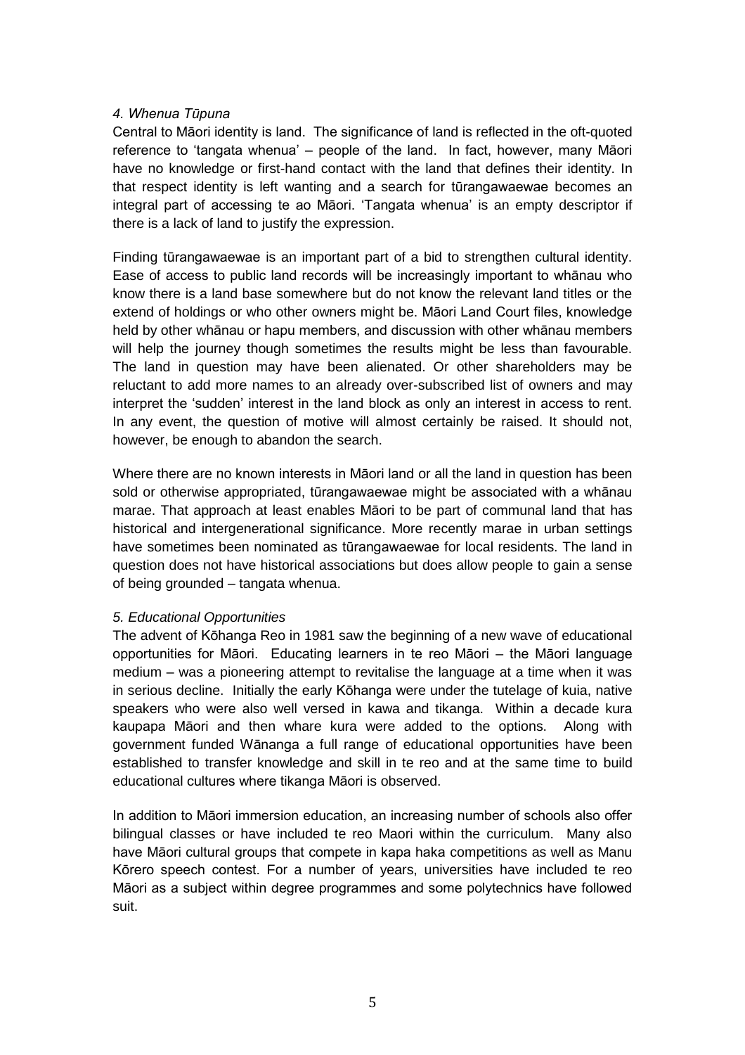*4. Whenua Tūpuna*

Central to Māori identity is land. The significance of land is reflected in the oft-quoted reference to 'tangata whenua' – people of the land. In fact, however, many Māori have no knowledge or first-hand contact with the land that defines their identity. In that respect identity is left wanting and a search for tūrangawaewae becomes an integral part of accessing te ao Māori. 'Tangata whenua' is an empty descriptor if there is a lack of land to justify the expression.

Finding tūrangawaewae is an important part of a bid to strengthen cultural identity. Ease of access to public land records will be increasingly important to whānau who know there is a land base somewhere but do not know the relevant land titles or the extend of holdings or who other owners might be. Māori Land Court files, knowledge held by other whānau or hapu members, and discussion with other whānau members will help the journey though sometimes the results might be less than favourable. The land in question may have been alienated. Or other shareholders may be reluctant to add more names to an already over-subscribed list of owners and may interpret the 'sudden' interest in the land block as only an interest in access to rent. In any event, the question of motive will almost certainly be raised. It should not, however, be enough to abandon the search.

Where there are no known interests in Māori land or all the land in question has been sold or otherwise appropriated, tūrangawaewae might be associated with a whānau marae. That approach at least enables Māori to be part of communal land that has historical and intergenerational significance. More recently marae in urban settings have sometimes been nominated as tūrangawaewae for local residents. The land in question does not have historical associations but does allow people to gain a sense of being grounded – tangata whenua.

*5. Educational Opportunities*

The advent of Kōhanga Reo in 1981 saw the beginning of a new wave of educational opportunities for Māori. Educating learners in te reo Māori – the Māori language medium – was a pioneering attempt to revitalise the language at a time when it was in serious decline. Initially the early Kōhanga were under the tutelage of kuia, native speakers who were also well versed in kawa and tikanga. Within a decade kura kaupapa Māori and then whare kura were added to the options. Along with government funded Wānanga a full range of educational opportunities have been established to transfer knowledge and skill in te reo and at the same time to build educational cultures where tikanga Māori is observed.

In addition to Māori immersion education, an increasing number of schools also offer bilingual classes or have included te reo Maori within the curriculum. Many also have Māori cultural groups that compete in kapa haka competitions as well as Manu Kōrero speech contest. For a number of years, universities have included te reo Māori as a subject within degree programmes and some polytechnics have followed suit.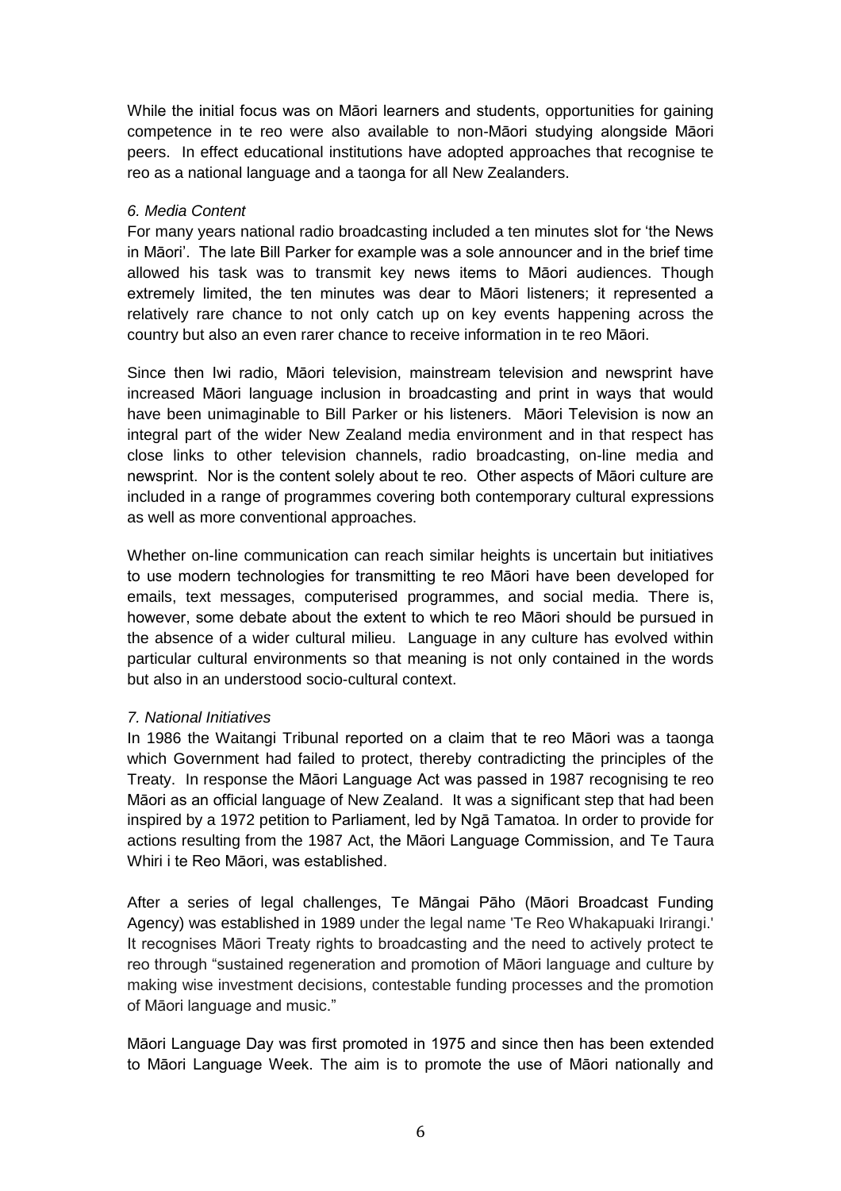While the initial focus was on Māori learners and students, opportunities for gaining competence in te reo were also available to non-Māori studying alongside Māori peers. In effect educational institutions have adopted approaches that recognise te reo as a national language and a taonga for all New Zealanders.

*6. Media Content*

For many years national radio broadcasting included a ten minutes slot for 'the News in Māori'. The late Bill Parker for example was a sole announcer and in the brief time allowed his task was to transmit key news items to Māori audiences. Though extremely limited, the ten minutes was dear to Māori listeners; it represented a relatively rare chance to not only catch up on key events happening across the country but also an even rarer chance to receive information in te reo Māori.

Since then Iwi radio, Māori television, mainstream television and newsprint have increased Māori language inclusion in broadcasting and print in ways that would have been unimaginable to Bill Parker or his listeners. Māori Television is now an integral part of the wider New Zealand media environment and in that respect has close links to other television channels, radio broadcasting, on-line media and newsprint. Nor is the content solely about te reo. Other aspects of Māori culture are included in a range of programmes covering both contemporary cultural expressions as well as more conventional approaches.

Whether on-line communication can reach similar heights is uncertain but initiatives to use modern technologies for transmitting te reo Māori have been developed for emails, text messages, computerised programmes, and social media. There is, however, some debate about the extent to which te reo Māori should be pursued in the absence of a wider cultural milieu. Language in any culture has evolved within particular cultural environments so that meaning is not only contained in the words but also in an understood socio-cultural context.

*7. National Initiatives*

In 1986 the Waitangi Tribunal reported on a claim that te reo Māori was a taonga which Government had failed to protect, thereby contradicting the principles of the Treaty. In response the Māori Language Act was passed in 1987 recognising te reo Māori as an official language of New Zealand. It was a significant step that had been inspired by a 1972 petition to Parliament, led by Ngā Tamatoa. In order to provide for actions resulting from the 1987 Act, the Māori Language Commission, and Te Taura Whiri i te Reo Māori, was established.

After a series of legal challenges, Te Māngai Pāho (Māori Broadcast Funding Agency) was established in 1989 under the legal name 'Te Reo Whakapuaki Irirangi.' It recognises Māori Treaty rights to broadcasting and the need to actively protect te reo through "sustained regeneration and promotion of Māori language and culture by making wise investment decisions, contestable funding processes and the promotion of Māori language and music."

Māori Language Day was first promoted in 1975 and since then has been extended to Māori Language Week. The aim is to promote the use of Māori nationally and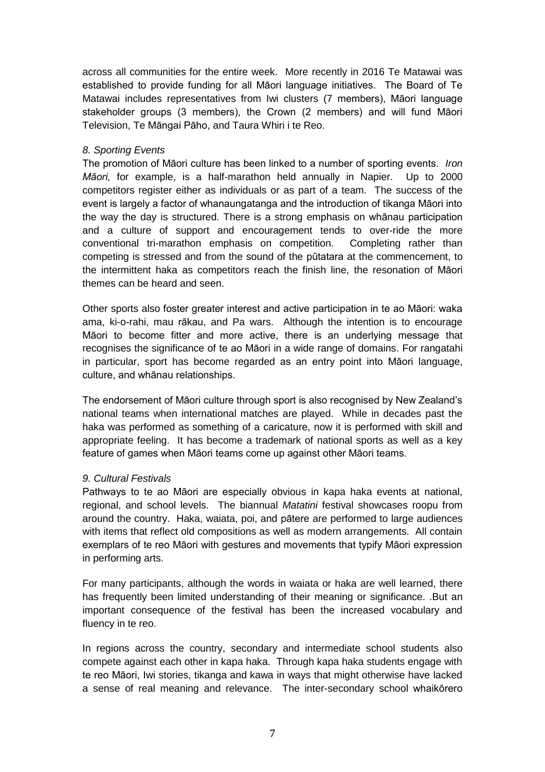across all communities for the entire week. More recently in 2016 Te Matawai was established to provide funding for all Māori language initiatives. The Board of Te Matawai includes representatives from Iwi clusters (7 members), Māori language stakeholder groups (3 members), the Crown (2 members) and will fund Māori Television, Te Māngai Pāho, and Taura Whiri i te Reo.

*8. Sporting Events*

The promotion of Māori culture has been linked to a number of sporting events. *Iron Māori,* for example, is a half-marathon held annually in Napier. Up to 2000 competitors register either as individuals or as part of a team. The success of the event is largely a factor of whanaungatanga and the introduction of tikanga Māori into the way the day is structured. There is a strong emphasis on whānau participation and a culture of support and encouragement tends to over-ride the more conventional tri-marathon emphasis on competition. Completing rather than competing is stressed and from the sound of the pūtatara at the commencement, to the intermittent haka as competitors reach the finish line, the resonation of Māori themes can be heard and seen.

Other sports also foster greater interest and active participation in te ao Māori: waka ama, ki-o-rahi, mau rākau, and Pa wars. Although the intention is to encourage Māori to become fitter and more active, there is an underlying message that recognises the significance of te ao Māori in a wide range of domains. For rangatahi in particular, sport has become regarded as an entry point into Māori language, culture, and whānau relationships.

The endorsement of Māori culture through sport is also recognised by New Zealand's national teams when international matches are played. While in decades past the haka was performed as something of a caricature, now it is performed with skill and appropriate feeling. It has become a trademark of national sports as well as a key feature of games when Māori teams come up against other Māori teams.

*9. Cultural Festivals*

Pathways to te ao Māori are especially obvious in kapa haka events at national, regional, and school levels. The biannual *Matatini* festival showcases roopu from around the country. Haka, waiata, poi, and pātere are performed to large audiences with items that reflect old compositions as well as modern arrangements. All contain exemplars of te reo Māori with gestures and movements that typify Māori expression in performing arts.

For many participants, although the words in waiata or haka are well learned, there has frequently been limited understanding of their meaning or significance. .But an important consequence of the festival has been the increased vocabulary and fluency in te reo.

In regions across the country, secondary and intermediate school students also compete against each other in kapa haka. Through kapa haka students engage with te reo Māori, Iwi stories, tikanga and kawa in ways that might otherwise have lacked a sense of real meaning and relevance. The inter-secondary school whaikōrero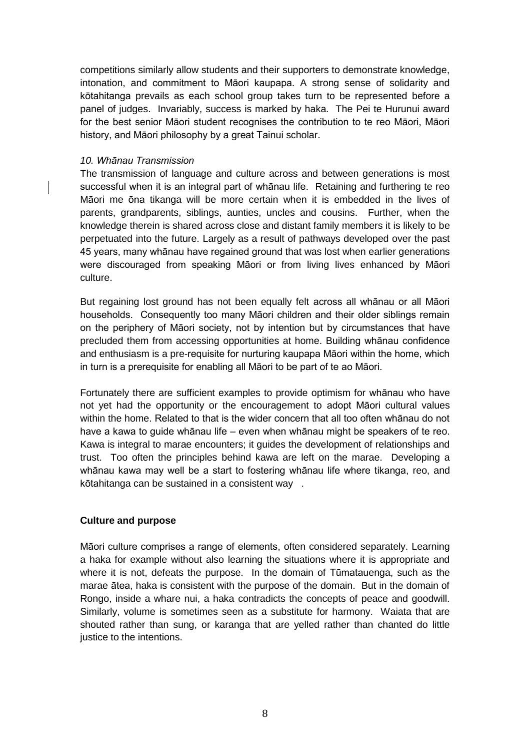competitions similarly allow students and their supporters to demonstrate knowledge, intonation, and commitment to Māori kaupapa. A strong sense of solidarity and kōtahitanga prevails as each school group takes turn to be represented before a panel of judges. Invariably, success is marked by haka. The Pei te Hurunui award for the best senior Māori student recognises the contribution to te reo Māori, Māori history, and Māori philosophy by a great Tainui scholar.

*10. Whānau Transmission*

The transmission of language and culture across and between generations is most successful when it is an integral part of whānau life. Retaining and furthering te reo Māori me ōna tikanga will be more certain when it is embedded in the lives of parents, grandparents, siblings, aunties, uncles and cousins. Further, when the knowledge therein is shared across close and distant family members it is likely to be perpetuated into the future. Largely as a result of pathways developed over the past 45 years, many whānau have regained ground that was lost when earlier generations were discouraged from speaking Māori or from living lives enhanced by Māori culture.

But regaining lost ground has not been equally felt across all whānau or all Māori households. Consequently too many Māori children and their older siblings remain on the periphery of Māori society, not by intention but by circumstances that have precluded them from accessing opportunities at home. Building whānau confidence and enthusiasm is a pre-requisite for nurturing kaupapa Māori within the home, which in turn is a prerequisite for enabling all Māori to be part of te ao Māori.

Fortunately there are sufficient examples to provide optimism for whānau who have not yet had the opportunity or the encouragement to adopt Māori cultural values within the home. Related to that is the wider concern that all too often whānau do not have a kawa to guide whānau life – even when whānau might be speakers of te reo. Kawa is integral to marae encounters; it guides the development of relationships and trust. Too often the principles behind kawa are left on the marae. Developing a whānau kawa may well be a start to fostering whānau life where tikanga, reo, and kōtahitanga can be sustained in a consistent way .

**Culture and purpose**

Māori culture comprises a range of elements, often considered separately. Learning a haka for example without also learning the situations where it is appropriate and where it is not, defeats the purpose. In the domain of Tūmatauenga, such as the marae ātea, haka is consistent with the purpose of the domain. But in the domain of Rongo, inside a whare nui, a haka contradicts the concepts of peace and goodwill. Similarly, volume is sometimes seen as a substitute for harmony. Waiata that are shouted rather than sung, or karanga that are yelled rather than chanted do little justice to the intentions.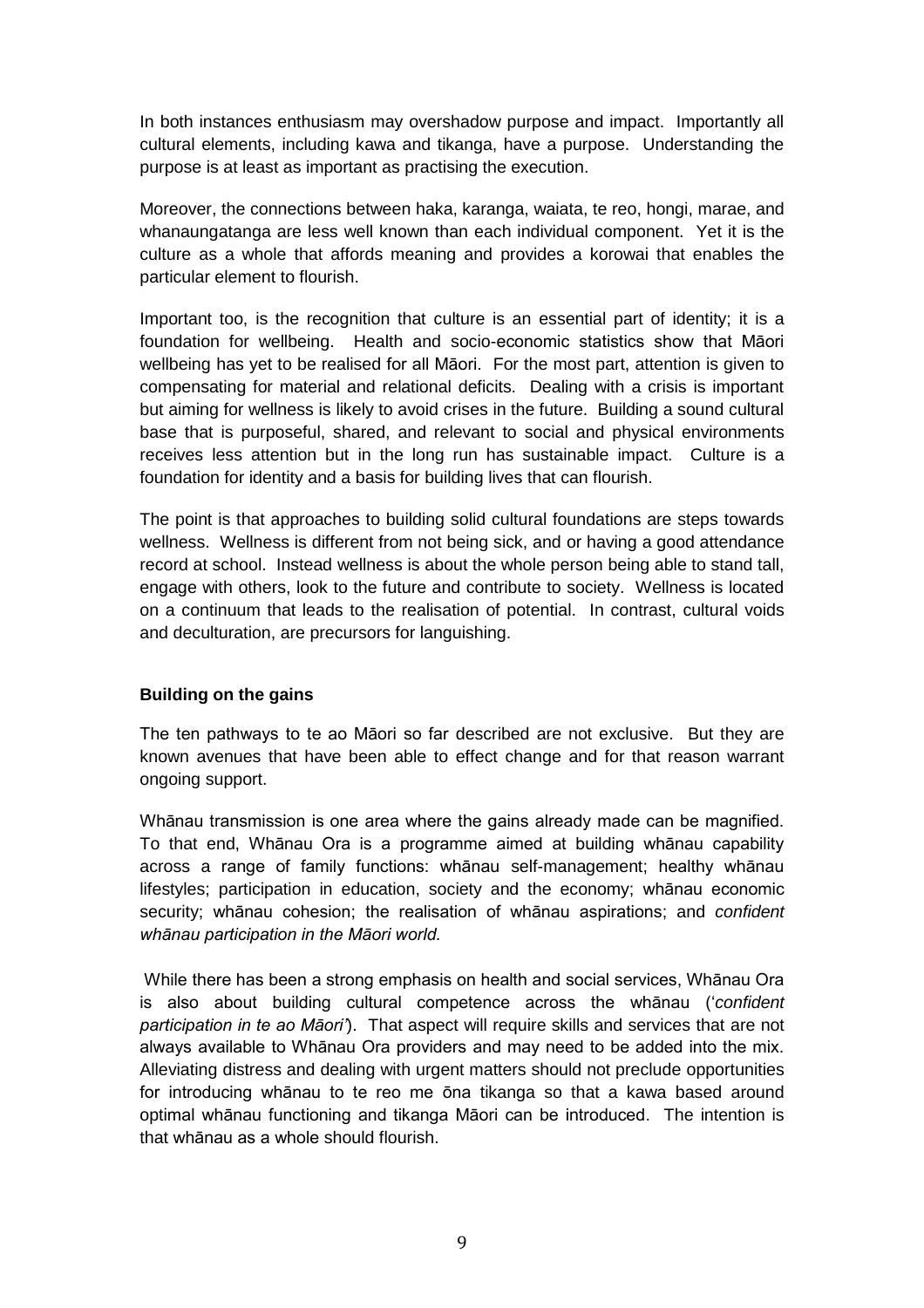In both instances enthusiasm may overshadow purpose and impact. Importantly all cultural elements, including kawa and tikanga, have a purpose. Understanding the purpose is at least as important as practising the execution.

Moreover, the connections between haka, karanga, waiata, te reo, hongi, marae, and whanaungatanga are less well known than each individual component. Yet it is the culture as a whole that affords meaning and provides a korowai that enables the particular element to flourish.

Important too, is the recognition that culture is an essential part of identity; it is a foundation for wellbeing. Health and socio-economic statistics show that Māori wellbeing has yet to be realised for all Māori. For the most part, attention is given to compensating for material and relational deficits. Dealing with a crisis is important but aiming for wellness is likely to avoid crises in the future. Building a sound cultural base that is purposeful, shared, and relevant to social and physical environments receives less attention but in the long run has sustainable impact. Culture is a foundation for identity and a basis for building lives that can flourish.

The point is that approaches to building solid cultural foundations are steps towards wellness. Wellness is different from not being sick, and or having a good attendance record at school. Instead wellness is about the whole person being able to stand tall, engage with others, look to the future and contribute to society. Wellness is located on a continuum that leads to the realisation of potential. In contrast, cultural voids and deculturation, are precursors for languishing.

**Building on the gains**

The ten pathways to te ao Māori so far described are not exclusive. But they are known avenues that have been able to effect change and for that reason warrant ongoing support.

Whānau transmission is one area where the gains already made can be magnified. To that end, Whānau Ora is a programme aimed at building whānau capability across a range of family functions: whānau self-management; healthy whānau lifestyles; participation in education, society and the economy; whānau economic security; whānau cohesion; the realisation of whānau aspirations; and *confident whānau participation in the Māori world.*

While there has been a strong emphasis on health and social services, Whānau Ora is also about building cultural competence across the whānau ('*confident participation in te ao Māori*'). That aspect will require skills and services that are not always available to Whānau Ora providers and may need to be added into the mix. Alleviating distress and dealing with urgent matters should not preclude opportunities for introducing whānau to te reo me ōna tikanga so that a kawa based around optimal whānau functioning and tikanga Māori can be introduced. The intention is that whānau as a whole should flourish.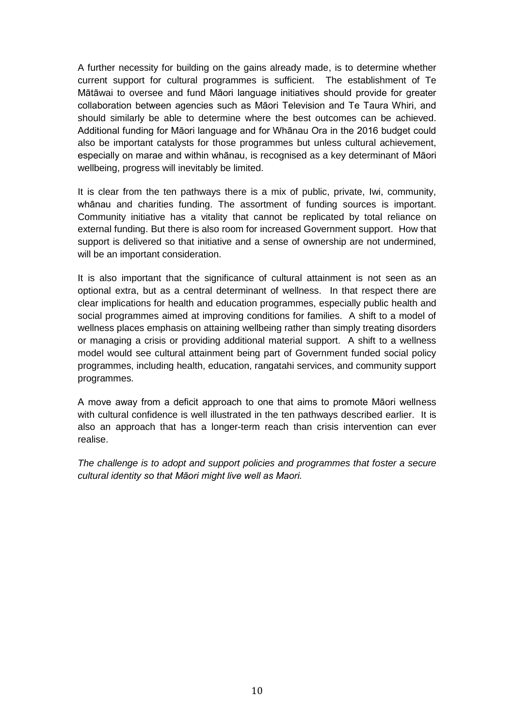A further necessity for building on the gains already made, is to determine whether current support for cultural programmes is sufficient. The establishment of Te Mātāwai to oversee and fund Māori language initiatives should provide for greater collaboration between agencies such as Māori Television and Te Taura Whiri, and should similarly be able to determine where the best outcomes can be achieved. Additional funding for Māori language and for Whānau Ora in the 2016 budget could also be important catalysts for those programmes but unless cultural achievement, especially on marae and within whānau, is recognised as a key determinant of Māori wellbeing, progress will inevitably be limited.

It is clear from the ten pathways there is a mix of public, private, Iwi, community, whānau and charities funding. The assortment of funding sources is important. Community initiative has a vitality that cannot be replicated by total reliance on external funding. But there is also room for increased Government support. How that support is delivered so that initiative and a sense of ownership are not undermined, will be an important consideration.

It is also important that the significance of cultural attainment is not seen as an optional extra, but as a central determinant of wellness. In that respect there are clear implications for health and education programmes, especially public health and social programmes aimed at improving conditions for families. A shift to a model of wellness places emphasis on attaining wellbeing rather than simply treating disorders or managing a crisis or providing additional material support. A shift to a wellness model would see cultural attainment being part of Government funded social policy programmes, including health, education, rangatahi services, and community support programmes.

A move away from a deficit approach to one that aims to promote Māori wellness with cultural confidence is well illustrated in the ten pathways described earlier. It is also an approach that has a longer-term reach than crisis intervention can ever realise.

*The challenge is to adopt and support policies and programmes that foster a secure cultural identity so that Māori might live well as Maori.*